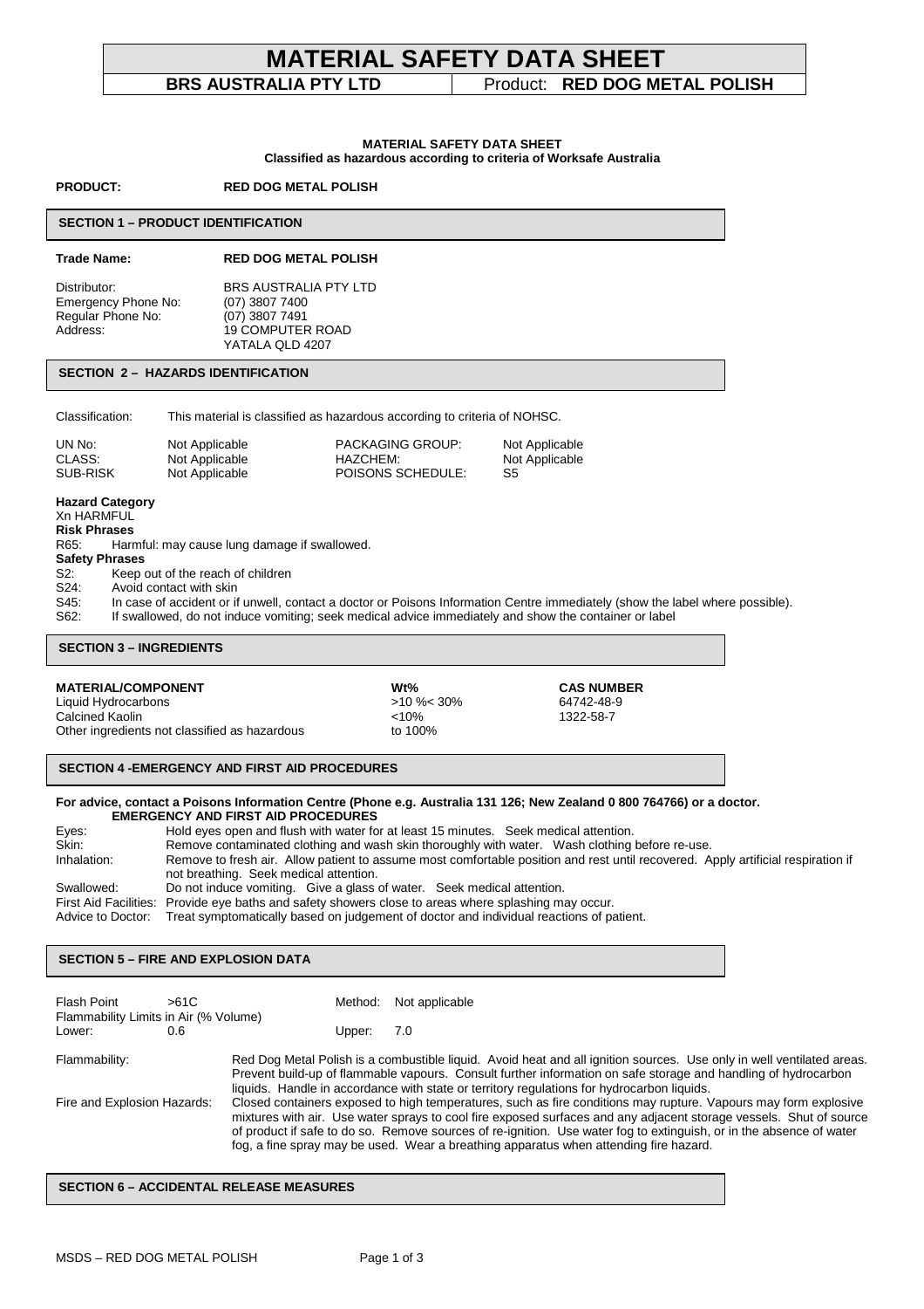# MATERIAL SAFETY DATA SHEET

**BRS AUSTRALIA PTY LTD** | Product: **RED DOG METAL POLISH**

**MATERIAL SAFETY DATA SHEET**
**Classified as hazardous according to criteria of Worksafe Australia**

**PRODUCT:** **RED DOG METAL POLISH**

## SECTION 1 – PRODUCT IDENTIFICATION

**Trade Name:** **RED DOG METAL POLISH**

| | |
|---|---|
| Distributor: | BRS AUSTRALIA PTY LTD |
| Emergency Phone No: | (07) 3807 7400 |
| Regular Phone No: | (07) 3807 7491 |
| Address: | 19 COMPUTER ROAD<br>YATALA QLD 4207 |

## SECTION 2 – HAZARDS IDENTIFICATION

Classification: This material is classified as hazardous according to criteria of NOHSC.

| | | | |
|---|---|---|---|
| UN No: | Not Applicable | PACKAGING GROUP: | Not Applicable |
| CLASS: | Not Applicable | HAZCHEM: | Not Applicable |
| SUB-RISK | Not Applicable | POISONS SCHEDULE: | S5 |

**Hazard Category**
Xn HARMFUL

**Risk Phrases**
R65: Harmful: may cause lung damage if swallowed.

**Safety Phrases**
S2: Keep out of the reach of children
S24: Avoid contact with skin
S45: In case of accident or if unwell, contact a doctor or Poisons Information Centre immediately (show the label where possible).
S62: If swallowed, do not induce vomiting; seek medical advice immediately and show the container or label

## SECTION 3 – INGREDIENTS

| MATERIAL/COMPONENT | Wt% | CAS NUMBER |
|---|---|---|
| Liquid Hydrocarbons | >10 %< 30% | 64742-48-9 |
| Calcined Kaolin | <10% | 1322-58-7 |
| Other ingredients not classified as hazardous | to 100% | |

## SECTION 4 -EMERGENCY AND FIRST AID PROCEDURES

**For advice, contact a Poisons Information Centre (Phone e.g. Australia 131 126; New Zealand 0 800 764766) or a doctor.**
**EMERGENCY AND FIRST AID PROCEDURES**

| | |
|---|---|
| Eyes: | Hold eyes open and flush with water for at least 15 minutes. Seek medical attention. |
| Skin: | Remove contaminated clothing and wash skin thoroughly with water. Wash clothing before re-use. |
| Inhalation: | Remove to fresh air. Allow patient to assume most comfortable position and rest until recovered. Apply artificial respiration if not breathing. Seek medical attention. |
| Swallowed: | Do not induce vomiting. Give a glass of water. Seek medical attention. |
| First Aid Facilities: | Provide eye baths and safety showers close to areas where splashing may occur. |
| Advice to Doctor: | Treat symptomatically based on judgement of doctor and individual reactions of patient. |

## SECTION 5 – FIRE AND EXPLOSION DATA

| | | | |
|---|---|---|---|
| Flash Point | >61C | Method: | Not applicable |
| Flammability Limits in Air (% Volume) | | | |
| Lower: | 0.6 | Upper: | 7.0 |

Flammability: Red Dog Metal Polish is a combustible liquid. Avoid heat and all ignition sources. Use only in well ventilated areas. Prevent build-up of flammable vapours. Consult further information on safe storage and handling of hydrocarbon liquids. Handle in accordance with state or territory regulations for hydrocarbon liquids.

Fire and Explosion Hazards: Closed containers exposed to high temperatures, such as fire conditions may rupture. Vapours may form explosive mixtures with air. Use water sprays to cool fire exposed surfaces and any adjacent storage vessels. Shut of source of product if safe to do so. Remove sources of re-ignition. Use water fog to extinguish, or in the absence of water fog, a fine spray may be used. Wear a breathing apparatus when attending fire hazard.

## SECTION 6 – ACCIDENTAL RELEASE MEASURES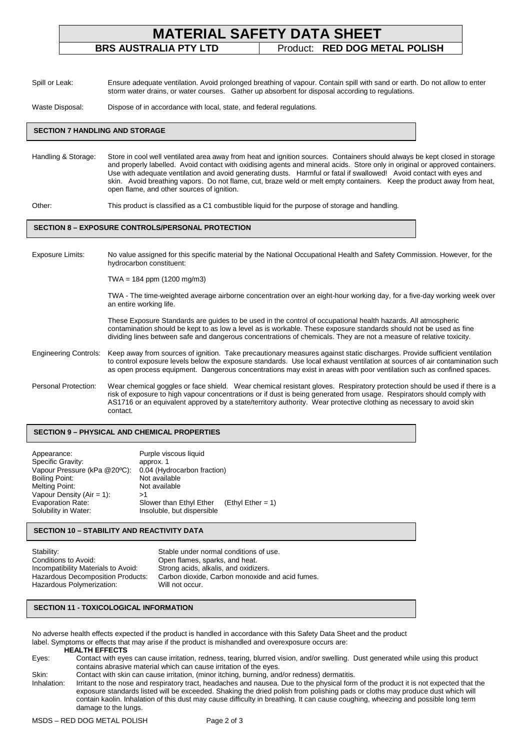Spill or Leak: Ensure adequate ventilation. Avoid prolonged breathing of vapour. Contain spill with sand or earth. Do not allow to enter storm water drains, or water courses. Gather up absorbent for disposal according to regulations.

Waste Disposal: Dispose of in accordance with local, state, and federal regulations.

## SECTION 7 HANDLING AND STORAGE

Handling & Storage: Store in cool well ventilated area away from heat and ignition sources. Containers should always be kept closed in storage and properly labelled. Avoid contact with oxidising agents and mineral acids. Store only in original or approved containers. Use with adequate ventilation and avoid generating dusts. Harmful or fatal if swallowed! Avoid contact with eyes and skin. Avoid breathing vapors. Do not flame, cut, braze weld or melt empty containers. Keep the product away from heat, open flame, and other sources of ignition.

Other: This product is classified as a C1 combustible liquid for the purpose of storage and handling.

## SECTION 8 – EXPOSURE CONTROLS/PERSONAL PROTECTION

Exposure Limits: No value assigned for this specific material by the National Occupational Health and Safety Commission. However, for the hydrocarbon constituent:

TWA = 184 ppm (1200 mg/m3)

TWA - The time-weighted average airborne concentration over an eight-hour working day, for a five-day working week over an entire working life.

These Exposure Standards are guides to be used in the control of occupational health hazards. All atmospheric contamination should be kept to as low a level as is workable. These exposure standards should not be used as fine dividing lines between safe and dangerous concentrations of chemicals. They are not a measure of relative toxicity.

Engineering Controls: Keep away from sources of ignition. Take precautionary measures against static discharges. Provide sufficient ventilation to control exposure levels below the exposure standards. Use local exhaust ventilation at sources of air contamination such as open process equipment. Dangerous concentrations may exist in areas with poor ventilation such as confined spaces.

Personal Protection: Wear chemical goggles or face shield. Wear chemical resistant gloves. Respiratory protection should be used if there is a risk of exposure to high vapour concentrations or if dust is being generated from usage. Respirators should comply with AS1716 or an equivalent approved by a state/territory authority. Wear protective clothing as necessary to avoid skin contact.

## SECTION 9 – PHYSICAL AND CHEMICAL PROPERTIES

| | |
|---|---|
| Appearance: | Purple viscous liquid |
| Specific Gravity: | approx. 1 |
| Vapour Pressure (kPa @20ºC): | 0.04 (Hydrocarbon fraction) |
| Boiling Point: | Not available |
| Melting Point: | Not available |
| Vapour Density (Air = 1): | >1 |
| Evaporation Rate: | Slower than Ethyl Ether (Ethyl Ether = 1) |
| Solubility in Water: | Insoluble, but dispersible |

## SECTION 10 – STABILITY AND REACTIVITY DATA

| | |
|---|---|
| Stability: | Stable under normal conditions of use. |
| Conditions to Avoid: | Open flames, sparks, and heat. |
| Incompatibility Materials to Avoid: | Strong acids, alkalis, and oxidizers. |
| Hazardous Decomposition Products: | Carbon dioxide, Carbon monoxide and acid fumes. |
| Hazardous Polymerization: | Will not occur. |

## SECTION 11 - TOXICOLOGICAL INFORMATION

No adverse health effects expected if the product is handled in accordance with this Safety Data Sheet and the product label. Symptoms or effects that may arise if the product is mishandled and overexposure occurs are:

**HEALTH EFFECTS**

Eyes: Contact with eyes can cause irritation, redness, tearing, blurred vision, and/or swelling. Dust generated while using this product contains abrasive material which can cause irritation of the eyes.

Skin: Contact with skin can cause irritation, (minor itching, burning, and/or redness) dermatitis.

Inhalation: Irritant to the nose and respiratory tract, headaches and nausea. Due to the physical form of the product it is not expected that the exposure standards listed will be exceeded. Shaking the dried polish from polishing pads or cloths may produce dust which will contain kaolin. Inhalation of this dust may cause difficulty in breathing. It can cause coughing, wheezing and possible long term damage to the lungs.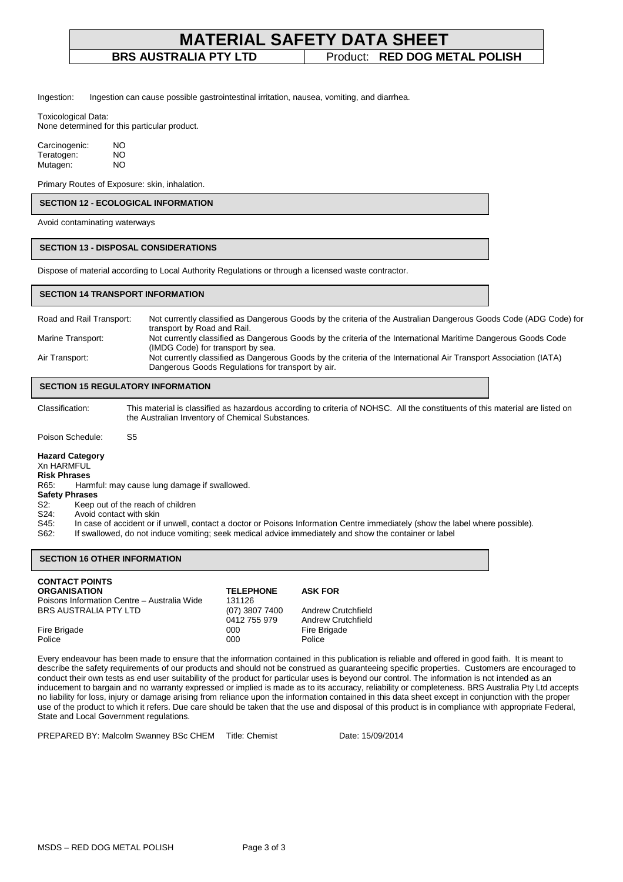Ingestion: Ingestion can cause possible gastrointestinal irritation, nausea, vomiting, and diarrhea.

Toxicological Data:
None determined for this particular product.

| | |
|---|---|
| Carcinogenic: | NO |
| Teratogen: | NO |
| Mutagen: | NO |

Primary Routes of Exposure: skin, inhalation.

## SECTION 12 - ECOLOGICAL INFORMATION

Avoid contaminating waterways

## SECTION 13 - DISPOSAL CONSIDERATIONS

Dispose of material according to Local Authority Regulations or through a licensed waste contractor.

## SECTION 14 TRANSPORT INFORMATION

| | |
|---|---|
| Road and Rail Transport: | Not currently classified as Dangerous Goods by the criteria of the Australian Dangerous Goods Code (ADG Code) for transport by Road and Rail. |
| Marine Transport: | Not currently classified as Dangerous Goods by the criteria of the International Maritime Dangerous Goods Code (IMDG Code) for transport by sea. |
| Air Transport: | Not currently classified as Dangerous Goods by the criteria of the International Air Transport Association (IATA) Dangerous Goods Regulations for transport by air. |

## SECTION 15 REGULATORY INFORMATION

Classification: This material is classified as hazardous according to criteria of NOHSC. All the constituents of this material are listed on the Australian Inventory of Chemical Substances.

Poison Schedule: S5

**Hazard Category**
Xn HARMFUL

**Risk Phrases**
R65: Harmful: may cause lung damage if swallowed.

**Safety Phrases**
S2: Keep out of the reach of children
S24: Avoid contact with skin
S45: In case of accident or if unwell, contact a doctor or Poisons Information Centre immediately (show the label where possible).
S62: If swallowed, do not induce vomiting; seek medical advice immediately and show the container or label

## SECTION 16 OTHER INFORMATION

**CONTACT POINTS**

| ORGANISATION | TELEPHONE | ASK FOR |
|---|---|---|
| Poisons Information Centre – Australia Wide | 131126 | |
| BRS AUSTRALIA PTY LTD | (07) 3807 7400 | Andrew Crutchfield |
| | 0412 755 979 | Andrew Crutchfield |
| Fire Brigade | 000 | Fire Brigade |
| Police | 000 | Police |

Every endeavour has been made to ensure that the information contained in this publication is reliable and offered in good faith. It is meant to describe the safety requirements of our products and should not be construed as guaranteeing specific properties. Customers are encouraged to conduct their own tests as end user suitability of the product for particular uses is beyond our control. The information is not intended as an inducement to bargain and no warranty expressed or implied is made as to its accuracy, reliability or completeness. BRS Australia Pty Ltd accepts no liability for loss, injury or damage arising from reliance upon the information contained in this data sheet except in conjunction with the proper use of the product to which it refers. Due care should be taken that the use and disposal of this product is in compliance with appropriate Federal, State and Local Government regulations.

PREPARED BY: Malcolm Swanney BSc CHEM Title: Chemist Date: 15/09/2014